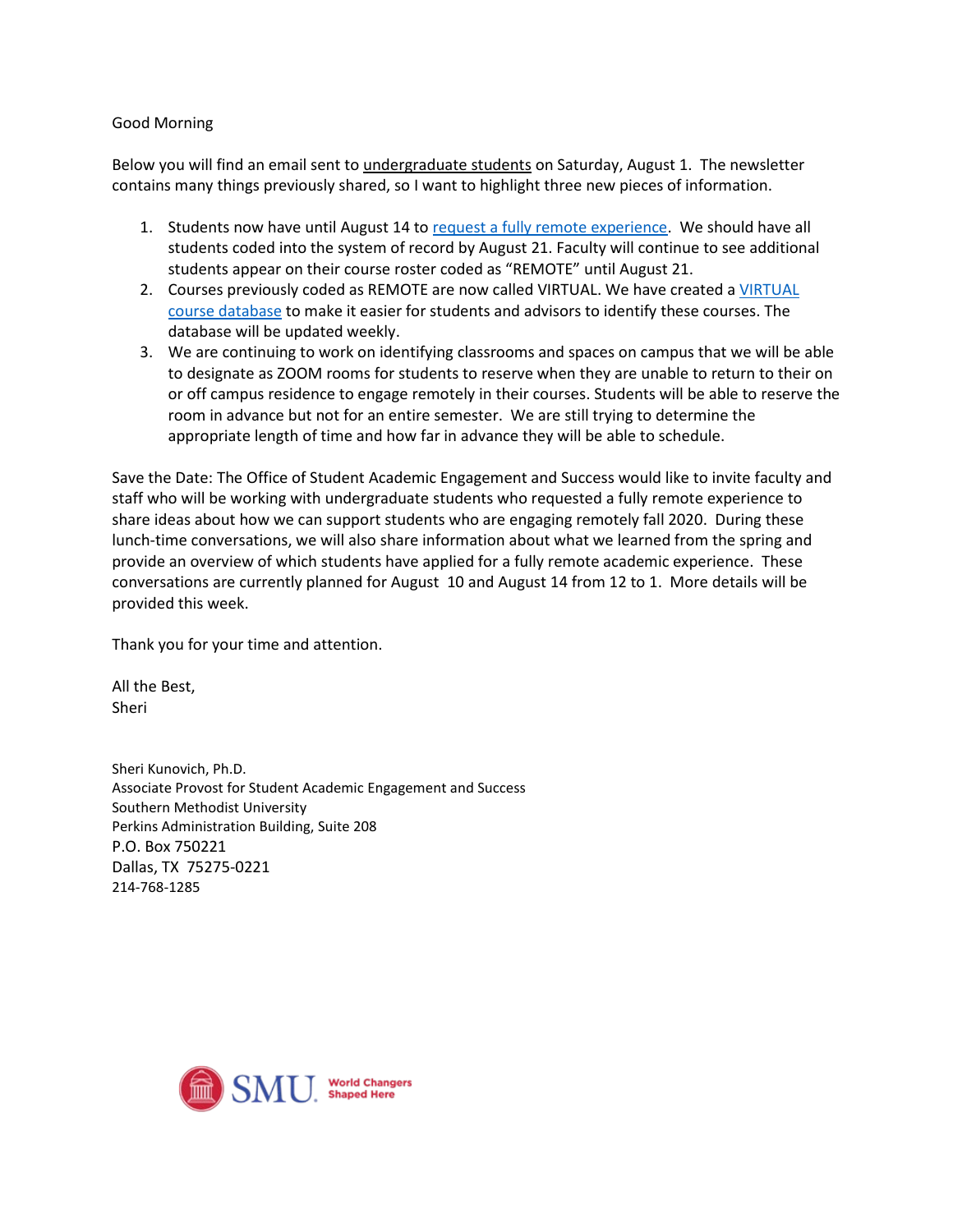Good Morning

Below you will find an email sent to undergraduate students on Saturday, August 1. The newsletter contains many things previously shared, so I want to highlight three new pieces of information.

1. Students now have until August 14 to [request a fully remote experience](). We should have all students coded into the system of record by August 21. Faculty will continue to see additional students appear on their course roster coded as "REMOTE" until August 21.
2. Courses previously coded as REMOTE are now called VIRTUAL. We have created a [VIRTUAL course database]() to make it easier for students and advisors to identify these courses. The database will be updated weekly.
3. We are continuing to work on identifying classrooms and spaces on campus that we will be able to designate as ZOOM rooms for students to reserve when they are unable to return to their on or off campus residence to engage remotely in their courses. Students will be able to reserve the room in advance but not for an entire semester. We are still trying to determine the appropriate length of time and how far in advance they will be able to schedule.

Save the Date: The Office of Student Academic Engagement and Success would like to invite faculty and staff who will be working with undergraduate students who requested a fully remote experience to share ideas about how we can support students who are engaging remotely fall 2020. During these lunch-time conversations, we will also share information about what we learned from the spring and provide an overview of which students have applied for a fully remote academic experience. These conversations are currently planned for August 10 and August 14 from 12 to 1. More details will be provided this week.

Thank you for your time and attention.

All the Best,
Sheri

Sheri Kunovich, Ph.D.
Associate Provost for Student Academic Engagement and Success
Southern Methodist University
Perkins Administration Building, Suite 208
P.O. Box 750221
Dallas, TX 75275-0221
214-768-1285

SMU. World Changers Shaped Here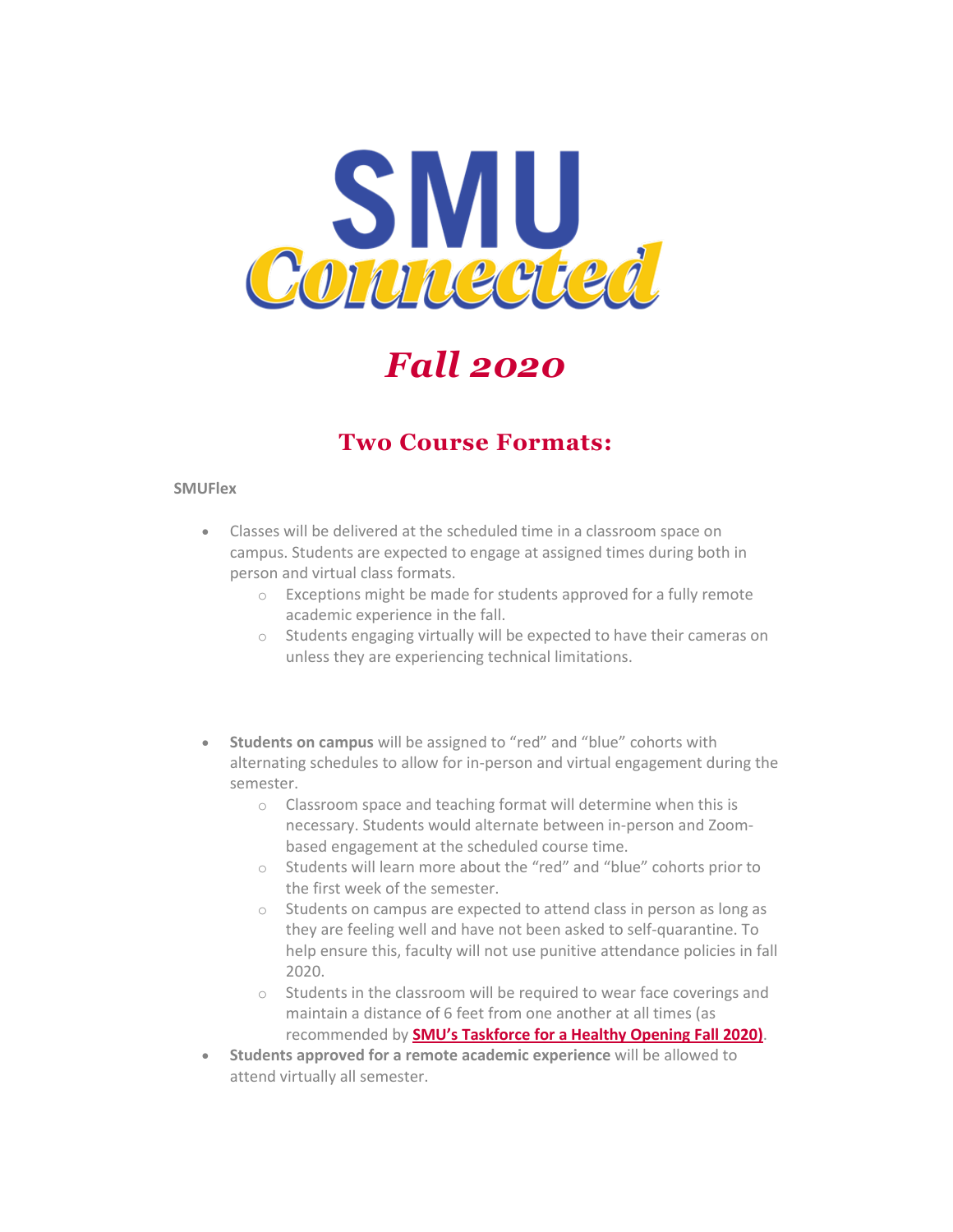# SMU Connected

## *Fall 2020*

## Two Course Formats:

**SMUFlex**

- Classes will be delivered at the scheduled time in a classroom space on campus. Students are expected to engage at assigned times during both in person and virtual class formats.
  - Exceptions might be made for students approved for a fully remote academic experience in the fall.
  - Students engaging virtually will be expected to have their cameras on unless they are experiencing technical limitations.

- **Students on campus** will be assigned to "red" and "blue" cohorts with alternating schedules to allow for in-person and virtual engagement during the semester.
  - Classroom space and teaching format will determine when this is necessary. Students would alternate between in-person and Zoom-based engagement at the scheduled course time.
  - Students will learn more about the "red" and "blue" cohorts prior to the first week of the semester.
  - Students on campus are expected to attend class in person as long as they are feeling well and have not been asked to self-quarantine. To help ensure this, faculty will not use punitive attendance policies in fall 2020.
  - Students in the classroom will be required to wear face coverings and maintain a distance of 6 feet from one another at all times (as recommended by **SMU's Taskforce for a Healthy Opening Fall 2020)**.
- **Students approved for a remote academic experience** will be allowed to attend virtually all semester.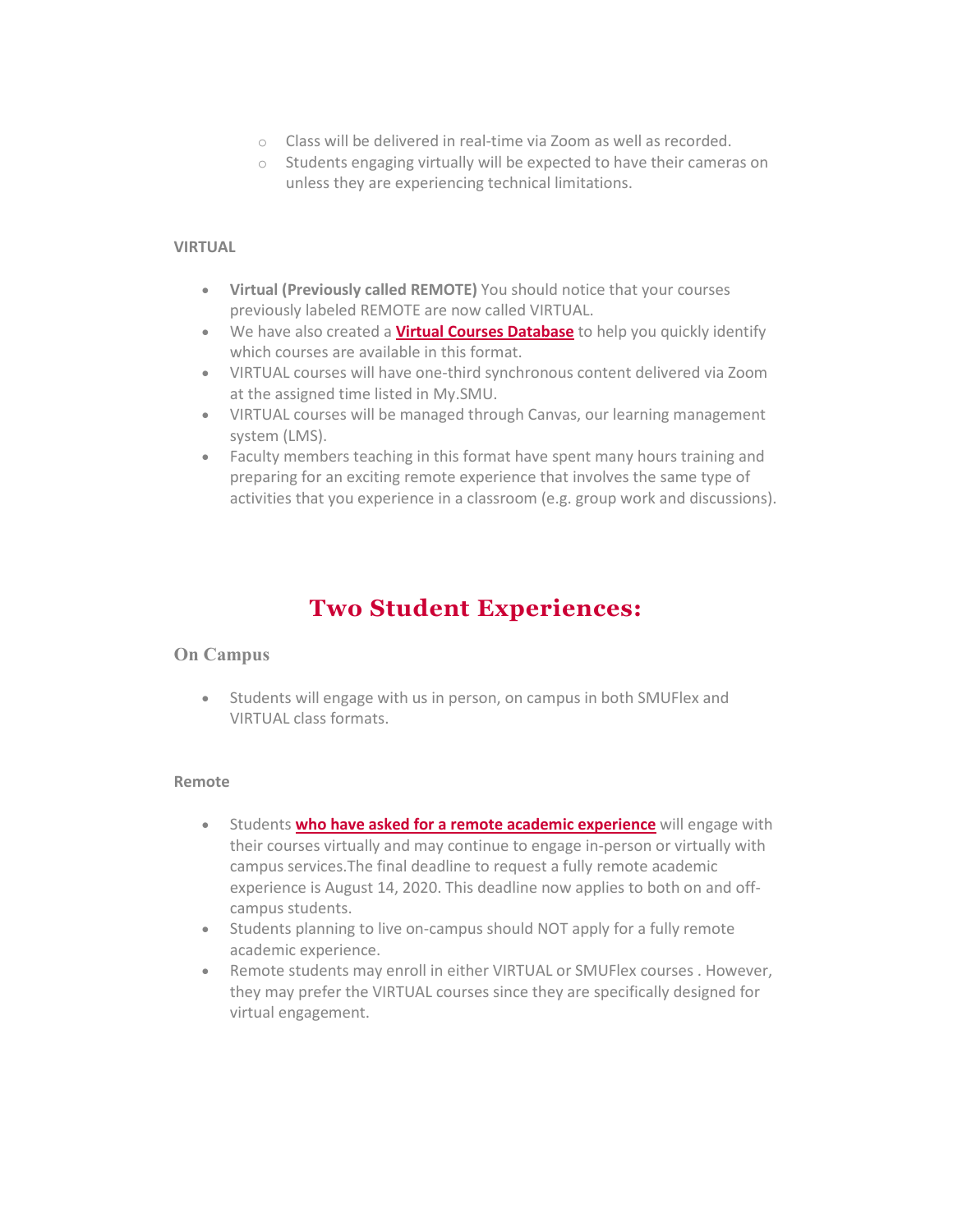- Class will be delivered in real-time via Zoom as well as recorded.
  - Students engaging virtually will be expected to have their cameras on unless they are experiencing technical limitations.

**VIRTUAL**

- **Virtual (Previously called REMOTE)** You should notice that your courses previously labeled REMOTE are now called VIRTUAL.
- We have also created a **Virtual Courses Database** to help you quickly identify which courses are available in this format.
- VIRTUAL courses will have one-third synchronous content delivered via Zoom at the assigned time listed in My.SMU.
- VIRTUAL courses will be managed through Canvas, our learning management system (LMS).
- Faculty members teaching in this format have spent many hours training and preparing for an exciting remote experience that involves the same type of activities that you experience in a classroom (e.g. group work and discussions).

# Two Student Experiences:

## On Campus

- Students will engage with us in person, on campus in both SMUFlex and VIRTUAL class formats.

**Remote**

- Students **who have asked for a remote academic experience** will engage with their courses virtually and may continue to engage in-person or virtually with campus services.The final deadline to request a fully remote academic experience is August 14, 2020. This deadline now applies to both on and off-campus students.
- Students planning to live on-campus should NOT apply for a fully remote academic experience.
- Remote students may enroll in either VIRTUAL or SMUFlex courses . However, they may prefer the VIRTUAL courses since they are specifically designed for virtual engagement.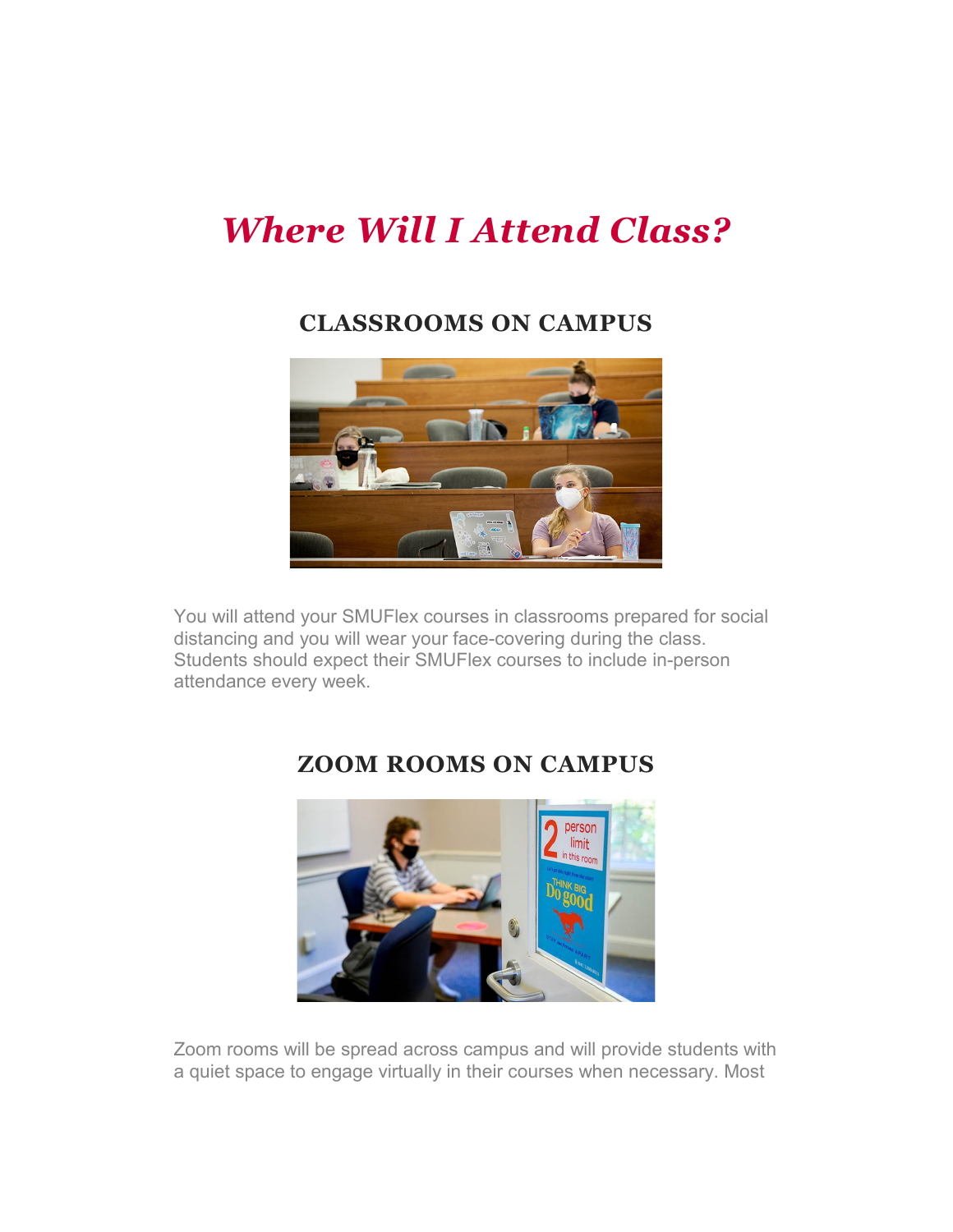# *Where Will I Attend Class?*

## CLASSROOMS ON CAMPUS

You will attend your SMUFlex courses in classrooms prepared for social distancing and you will wear your face-covering during the class. Students should expect their SMUFlex courses to include in-person attendance every week.

## ZOOM ROOMS ON CAMPUS

Zoom rooms will be spread across campus and will provide students with a quiet space to engage virtually in their courses when necessary. Most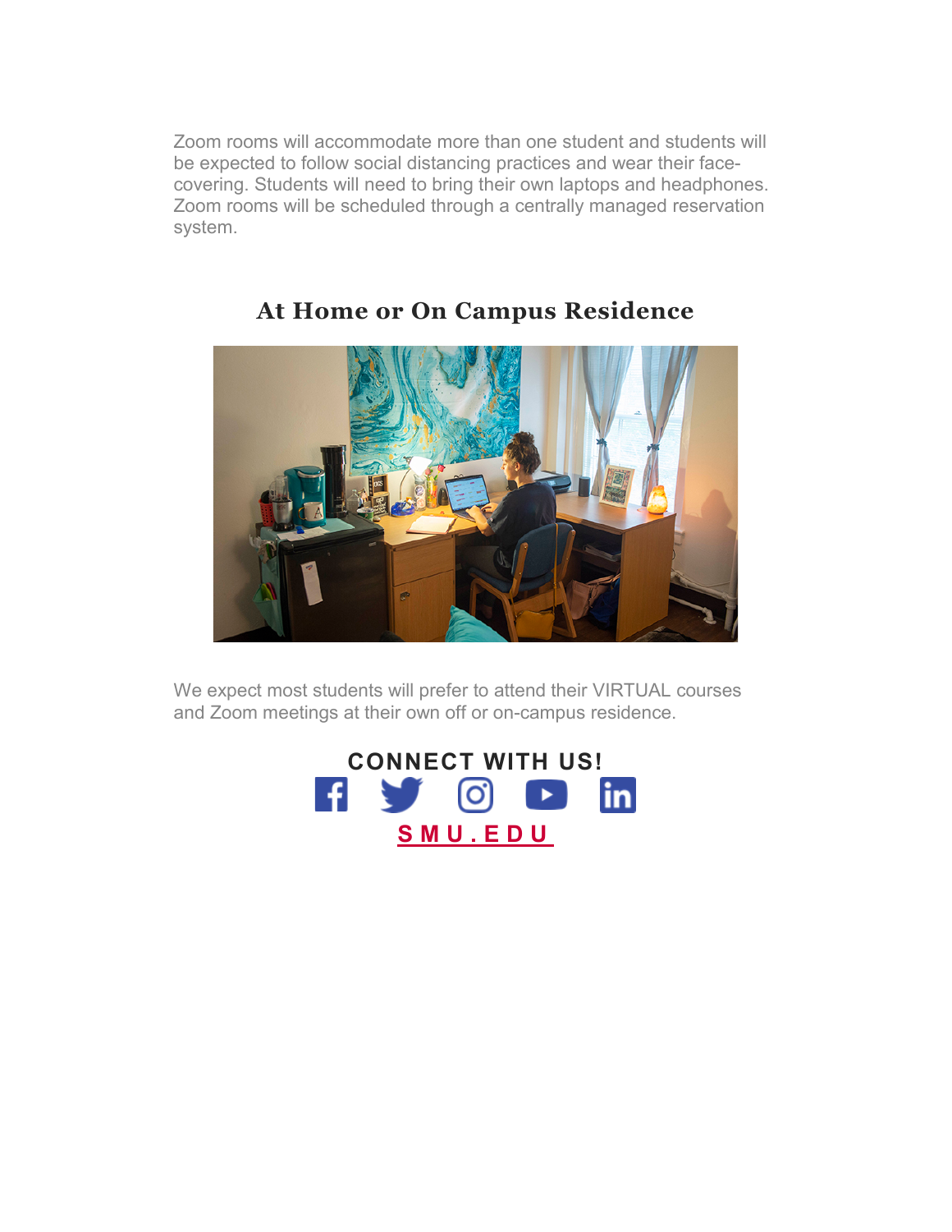Zoom rooms will accommodate more than one student and students will be expected to follow social distancing practices and wear their face-covering. Students will need to bring their own laptops and headphones. Zoom rooms will be scheduled through a centrally managed reservation system.

## At Home or On Campus Residence

We expect most students will prefer to attend their VIRTUAL courses and Zoom meetings at their own off or on-campus residence.

**CONNECT WITH US!**

**SMU.EDU**